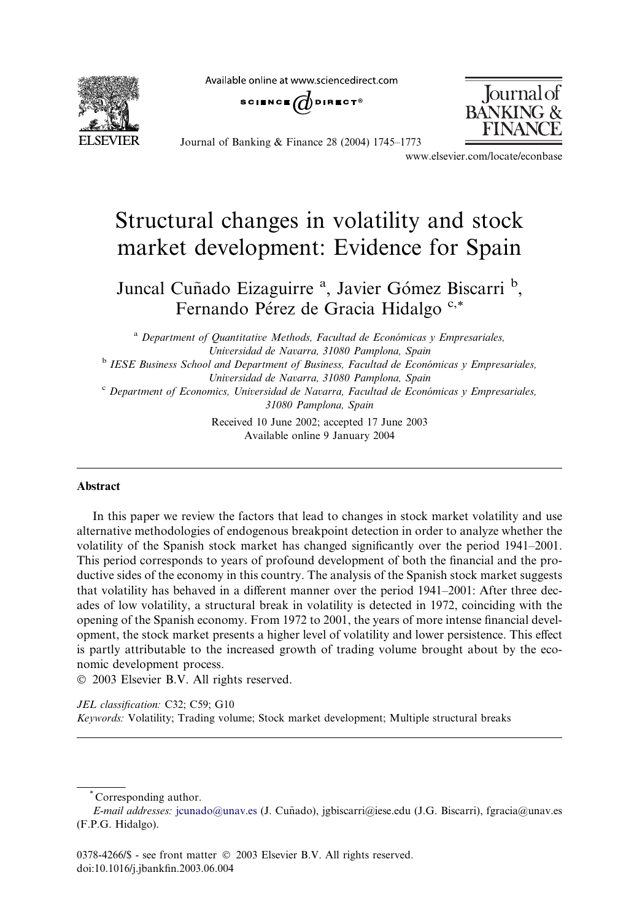# Structural changes in volatility and stock market development: Evidence for Spain

Juncal Cuñado Eizaguirre [a], Javier Gómez Biscarri [b], Fernando Pérez de Gracia Hidalgo [c,*]

[a] Department of Quantitative Methods, Facultad de Económicas y Empresariales, Universidad de Navarra, 31080 Pamplona, Spain

[b] IESE Business School and Department of Business, Facultad de Económicas y Empresariales, Universidad de Navarra, 31080 Pamplona, Spain

[c] Department of Economics, Universidad de Navarra, Facultad de Económicas y Empresariales, 31080 Pamplona, Spain

Received 10 June 2002; accepted 17 June 2003

Available online 9 January 2004

## Abstract

In this paper we review the factors that lead to changes in stock market volatility and use alternative methodologies of endogenous breakpoint detection in order to analyze whether the volatility of the Spanish stock market has changed significantly over the period 1941–2001. This period corresponds to years of profound development of both the financial and the productive sides of the economy in this country. The analysis of the Spanish stock market suggests that volatility has behaved in a different manner over the period 1941–2001: After three decades of low volatility, a structural break in volatility is detected in 1972, coinciding with the opening of the Spanish economy. From 1972 to 2001, the years of more intense financial development, the stock market presents a higher level of volatility and lower persistence. This effect is partly attributable to the increased growth of trading volume brought about by the economic development process.

© 2003 Elsevier B.V. All rights reserved.

*JEL classification:* C32; C59; G10

*Keywords:* Volatility; Trading volume; Stock market development; Multiple structural breaks

---

* Corresponding author.

*E-mail addresses:* jcunado@unav.es (J. Cuñado), jgbiscarri@iese.edu (J.G. Biscarri), fgracia@unav.es (F.P.G. Hidalgo).

0378-4266/$ - see front matter © 2003 Elsevier B.V. All rights reserved.
doi:10.1016/j.jbankfin.2003.06.004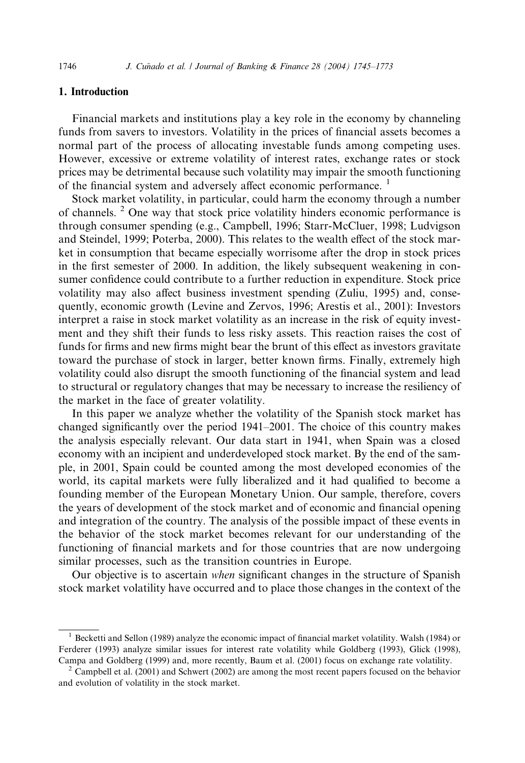## 1. Introduction

Financial markets and institutions play a key role in the economy by channeling funds from savers to investors. Volatility in the prices of financial assets becomes a normal part of the process of allocating investable funds among competing uses. However, excessive or extreme volatility of interest rates, exchange rates or stock prices may be detrimental because such volatility may impair the smooth functioning of the financial system and adversely affect economic performance. [1]

Stock market volatility, in particular, could harm the economy through a number of channels. [2] One way that stock price volatility hinders economic performance is through consumer spending (e.g., Campbell, 1996; Starr-McCluer, 1998; Ludvigson and Steindel, 1999; Poterba, 2000). This relates to the wealth effect of the stock market in consumption that became especially worrisome after the drop in stock prices in the first semester of 2000. In addition, the likely subsequent weakening in consumer confidence could contribute to a further reduction in expenditure. Stock price volatility may also affect business investment spending (Zuliu, 1995) and, consequently, economic growth (Levine and Zervos, 1996; Arestis et al., 2001): Investors interpret a raise in stock market volatility as an increase in the risk of equity investment and they shift their funds to less risky assets. This reaction raises the cost of funds for firms and new firms might bear the brunt of this effect as investors gravitate toward the purchase of stock in larger, better known firms. Finally, extremely high volatility could also disrupt the smooth functioning of the financial system and lead to structural or regulatory changes that may be necessary to increase the resiliency of the market in the face of greater volatility.

In this paper we analyze whether the volatility of the Spanish stock market has changed significantly over the period 1941–2001. The choice of this country makes the analysis especially relevant. Our data start in 1941, when Spain was a closed economy with an incipient and underdeveloped stock market. By the end of the sample, in 2001, Spain could be counted among the most developed economies of the world, its capital markets were fully liberalized and it had qualified to become a founding member of the European Monetary Union. Our sample, therefore, covers the years of development of the stock market and of economic and financial opening and integration of the country. The analysis of the possible impact of these events in the behavior of the stock market becomes relevant for our understanding of the functioning of financial markets and for those countries that are now undergoing similar processes, such as the transition countries in Europe.

Our objective is to ascertain *when* significant changes in the structure of Spanish stock market volatility have occurred and to place those changes in the context of the

---

[1] Becketti and Sellon (1989) analyze the economic impact of financial market volatility. Walsh (1984) or Ferderer (1993) analyze similar issues for interest rate volatility while Goldberg (1993), Glick (1998), Campa and Goldberg (1999) and, more recently, Baum et al. (2001) focus on exchange rate volatility.

[2] Campbell et al. (2001) and Schwert (2002) are among the most recent papers focused on the behavior and evolution of volatility in the stock market.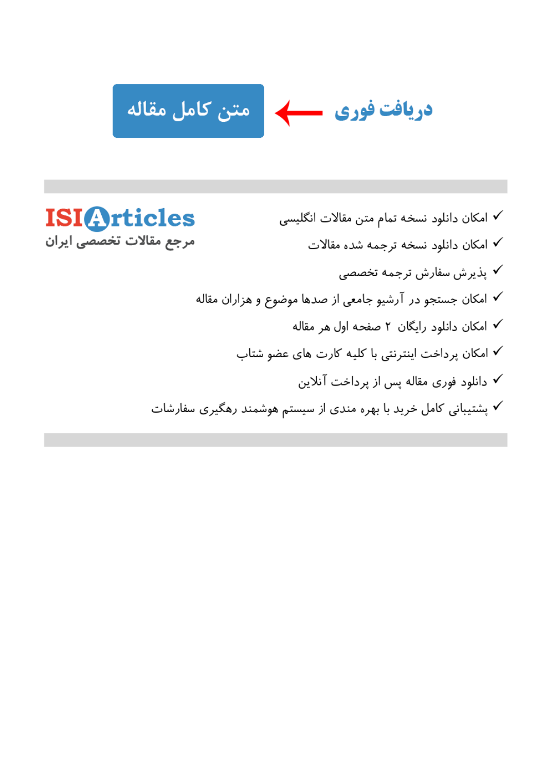دریافت فوری ← **متن کامل مقاله**

**ISIArticles**
مرجع مقالات تخصصی ایران

- ✓ امکان دانلود نسخه تمام متن مقالات انگلیسی
- ✓ امکان دانلود نسخه ترجمه شده مقالات
- ✓ پذیرش سفارش ترجمه تخصصی
- ✓ امکان جستجو در آرشیو جامعی از صدها موضوع و هزاران مقاله
- ✓ امکان دانلود رایگان ۲ صفحه اول هر مقاله
- ✓ امکان پرداخت اینترنتی با کلیه کارت های عضو شتاب
- ✓ دانلود فوری مقاله پس از پرداخت آنلاین
- ✓ پشتیبانی کامل خرید با بهره مندی از سیستم هوشمند رهگیری سفارشات